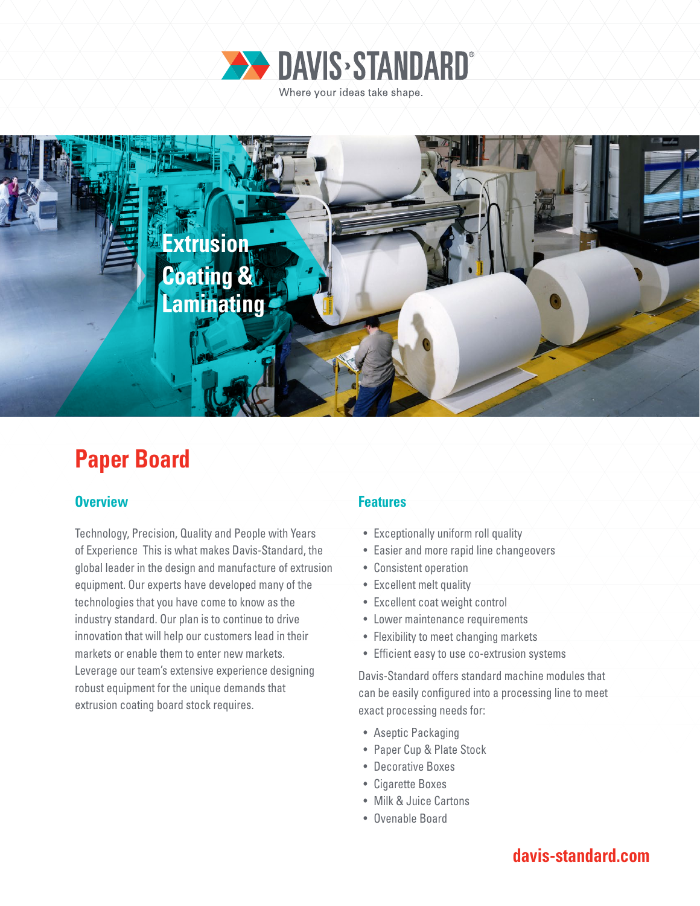DAVIS-STANDARD®

Where your ideas take shape.

# Extrusion Coating & Laminating

# Paper Board

## Overview

Technology, Precision, Quality and People with Years of Experience  This is what makes Davis-Standard, the global leader in the design and manufacture of extrusion equipment. Our experts have developed many of the technologies that you have come to know as the industry standard. Our plan is to continue to drive innovation that will help our customers lead in their markets or enable them to enter new markets. Leverage our team's extensive experience designing robust equipment for the unique demands that extrusion coating board stock requires.

## Features

- Exceptionally uniform roll quality
- Easier and more rapid line changeovers
- Consistent operation
- Excellent melt quality
- Excellent coat weight control
- Lower maintenance requirements
- Flexibility to meet changing markets
- Efficient easy to use co-extrusion systems

Davis-Standard offers standard machine modules that can be easily configured into a processing line to meet exact processing needs for:

- Aseptic Packaging
- Paper Cup & Plate Stock
- Decorative Boxes
- Cigarette Boxes
- Milk & Juice Cartons
- Ovenable Board

davis-standard.com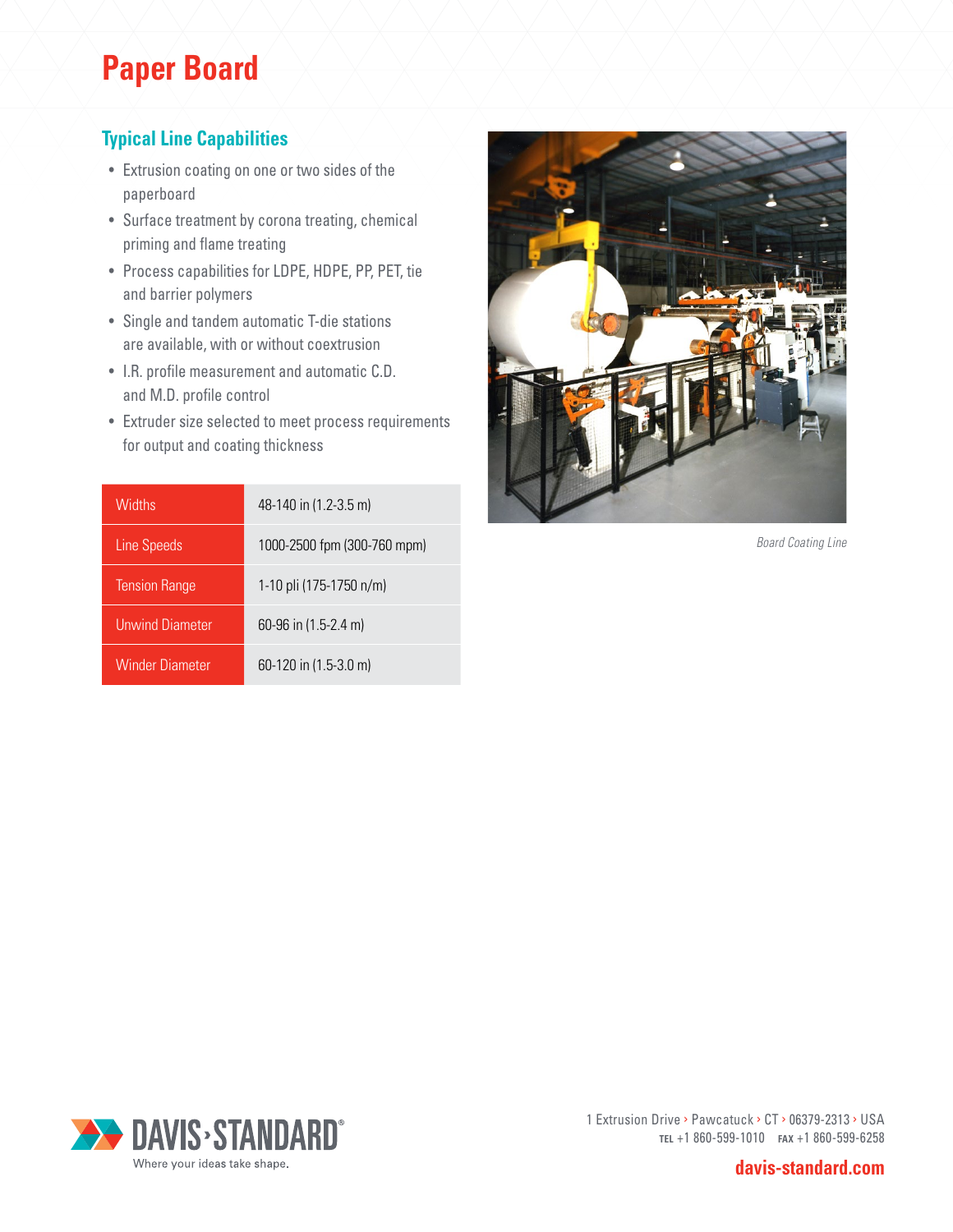# Paper Board

## Typical Line Capabilities

- Extrusion coating on one or two sides of the paperboard
- Surface treatment by corona treating, chemical priming and flame treating
- Process capabilities for LDPE, HDPE, PP, PET, tie and barrier polymers
- Single and tandem automatic T-die stations are available, with or without coextrusion
- I.R. profile measurement and automatic C.D. and M.D. profile control
- Extruder size selected to meet process requirements for output and coating thickness

| | |
|---|---|
| Widths | 48-140 in (1.2-3.5 m) |
| Line Speeds | 1000-2500 fpm (300-760 mpm) |
| Tension Range | 1-10 pli (175-1750 n/m) |
| Unwind Diameter | 60-96 in (1.5-2.4 m) |
| Winder Diameter | 60-120 in (1.5-3.0 m) |

*Board Coating Line*

DAVIS-STANDARD®
Where your ideas take shape.

1 Extrusion Drive › Pawcatuck › CT › 06379-2313 › USA
TEL +1 860-599-1010 FAX +1 860-599-6258

davis-standard.com